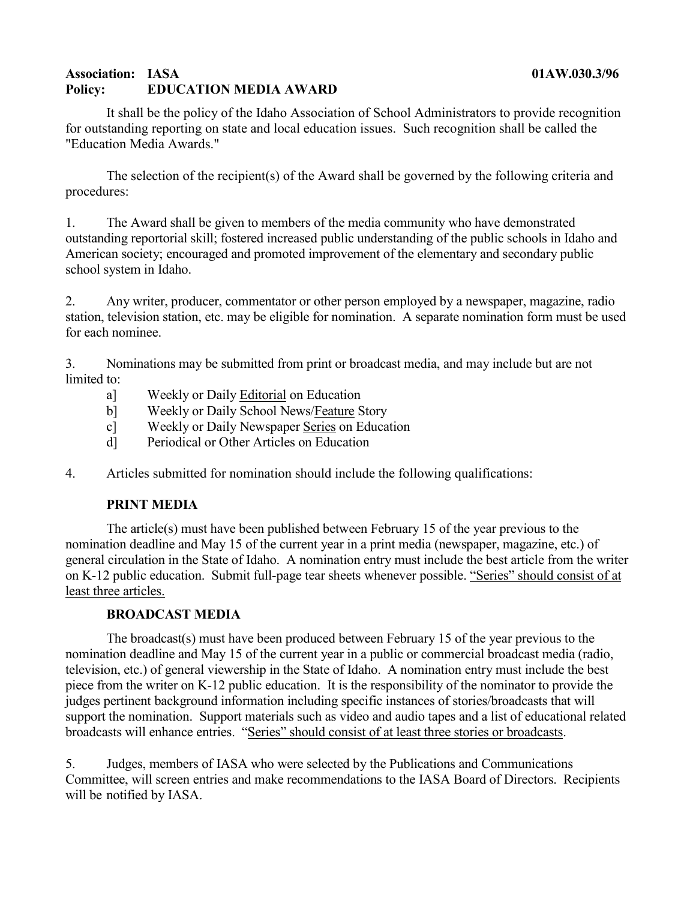**Association: IASA** **01AW.030.3/96**
**Policy: EDUCATION MEDIA AWARD**

It shall be the policy of the Idaho Association of School Administrators to provide recognition for outstanding reporting on state and local education issues. Such recognition shall be called the "Education Media Awards."

The selection of the recipient(s) of the Award shall be governed by the following criteria and procedures:

1. The Award shall be given to members of the media community who have demonstrated outstanding reportorial skill; fostered increased public understanding of the public schools in Idaho and American society; encouraged and promoted improvement of the elementary and secondary public school system in Idaho.

2. Any writer, producer, commentator or other person employed by a newspaper, magazine, radio station, television station, etc. may be eligible for nomination. A separate nomination form must be used for each nominee.

3. Nominations may be submitted from print or broadcast media, and may include but are not limited to:
   a] Weekly or Daily <u>Editorial</u> on Education
   b] Weekly or Daily School News/<u>Feature</u> Story
   c] Weekly or Daily Newspaper <u>Series</u> on Education
   d] Periodical or Other Articles on Education

4. Articles submitted for nomination should include the following qualifications:

**PRINT MEDIA**

The article(s) must have been published between February 15 of the year previous to the nomination deadline and May 15 of the current year in a print media (newspaper, magazine, etc.) of general circulation in the State of Idaho. A nomination entry must include the best article from the writer on K-12 public education. Submit full-page tear sheets whenever possible. <u>"Series" should consist of at least three articles.</u>

**BROADCAST MEDIA**

The broadcast(s) must have been produced between February 15 of the year previous to the nomination deadline and May 15 of the current year in a public or commercial broadcast media (radio, television, etc.) of general viewership in the State of Idaho. A nomination entry must include the best piece from the writer on K-12 public education. It is the responsibility of the nominator to provide the judges pertinent background information including specific instances of stories/broadcasts that will support the nomination. Support materials such as video and audio tapes and a list of educational related broadcasts will enhance entries. <u>"Series" should consist of at least three stories or broadcasts</u>.

5. Judges, members of IASA who were selected by the Publications and Communications Committee, will screen entries and make recommendations to the IASA Board of Directors. Recipients will be notified by IASA.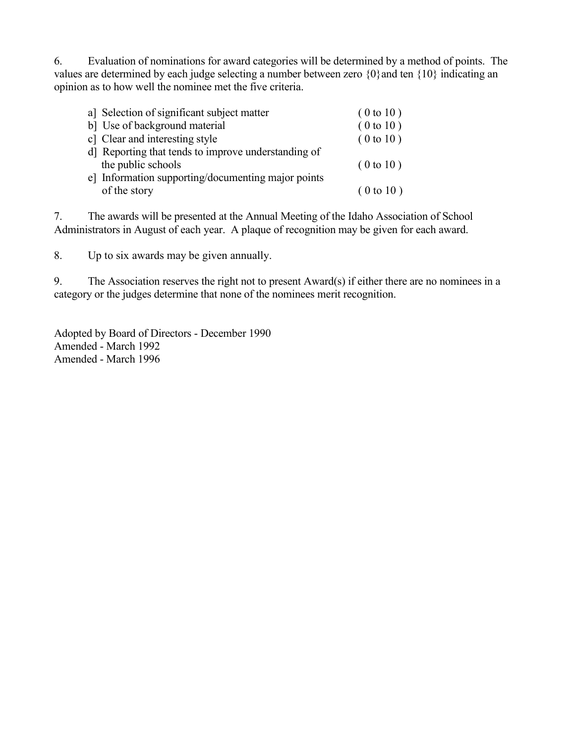6. Evaluation of nominations for award categories will be determined by a method of points. The values are determined by each judge selecting a number between zero {0}and ten {10} indicating an opinion as to how well the nominee met the five criteria.

| | |
|---|---|
| a] Selection of significant subject matter | ( 0 to 10 ) |
| b] Use of background material | ( 0 to 10 ) |
| c] Clear and interesting style | ( 0 to 10 ) |
| d] Reporting that tends to improve understanding of the public schools | ( 0 to 10 ) |
| e] Information supporting/documenting major points of the story | ( 0 to 10 ) |

7. The awards will be presented at the Annual Meeting of the Idaho Association of School Administrators in August of each year. A plaque of recognition may be given for each award.

8. Up to six awards may be given annually.

9. The Association reserves the right not to present Award(s) if either there are no nominees in a category or the judges determine that none of the nominees merit recognition.

Adopted by Board of Directors - December 1990
Amended - March 1992
Amended - March 1996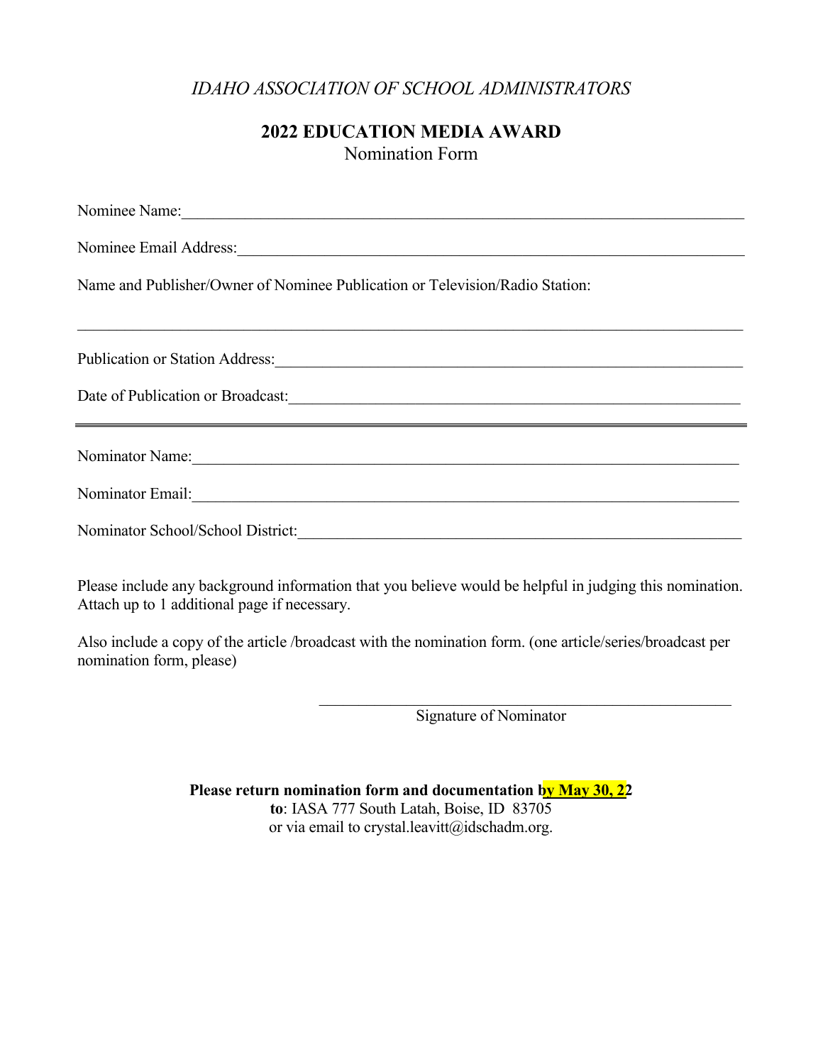*IDAHO ASSOCIATION OF SCHOOL ADMINISTRATORS*

## 2022 EDUCATION MEDIA AWARD

Nomination Form

Nominee Name:\_\_\_\_\_\_\_\_\_\_\_\_\_\_\_\_\_\_\_\_\_\_\_\_\_\_\_\_\_\_\_\_\_\_\_\_\_\_\_\_\_\_\_\_\_\_\_\_\_\_\_\_\_\_\_\_\_\_

Nominee Email Address:\_\_\_\_\_\_\_\_\_\_\_\_\_\_\_\_\_\_\_\_\_\_\_\_\_\_\_\_\_\_\_\_\_\_\_\_\_\_\_\_\_\_\_\_\_\_\_\_\_\_

Name and Publisher/Owner of Nominee Publication or Television/Radio Station:

\_\_\_\_\_\_\_\_\_\_\_\_\_\_\_\_\_\_\_\_\_\_\_\_\_\_\_\_\_\_\_\_\_\_\_\_\_\_\_\_\_\_\_\_\_\_\_\_\_\_\_\_\_\_\_\_\_\_\_\_\_\_\_\_\_\_\_\_\_\_\_\_

Publication or Station Address:\_\_\_\_\_\_\_\_\_\_\_\_\_\_\_\_\_\_\_\_\_\_\_\_\_\_\_\_\_\_\_\_\_\_\_\_\_\_\_\_\_\_\_\_\_\_\_

Date of Publication or Broadcast:\_\_\_\_\_\_\_\_\_\_\_\_\_\_\_\_\_\_\_\_\_\_\_\_\_\_\_\_\_\_\_\_\_\_\_\_\_\_\_\_\_\_\_\_\_

---

Nominator Name:\_\_\_\_\_\_\_\_\_\_\_\_\_\_\_\_\_\_\_\_\_\_\_\_\_\_\_\_\_\_\_\_\_\_\_\_\_\_\_\_\_\_\_\_\_\_\_\_\_\_\_\_\_\_\_\_

Nominator Email:\_\_\_\_\_\_\_\_\_\_\_\_\_\_\_\_\_\_\_\_\_\_\_\_\_\_\_\_\_\_\_\_\_\_\_\_\_\_\_\_\_\_\_\_\_\_\_\_\_\_\_\_\_\_\_\_

Nominator School/School District:\_\_\_\_\_\_\_\_\_\_\_\_\_\_\_\_\_\_\_\_\_\_\_\_\_\_\_\_\_\_\_\_\_\_\_\_\_\_\_\_\_\_\_\_\_

Please include any background information that you believe would be helpful in judging this nomination. Attach up to 1 additional page if necessary.

Also include a copy of the article /broadcast with the nomination form. (one article/series/broadcast per nomination form, please)

\_\_\_\_\_\_\_\_\_\_\_\_\_\_\_\_\_\_\_\_\_\_\_\_\_\_\_\_\_\_\_\_\_\_\_\_\_\_\_\_\_\_\_\_\_

Signature of Nominator

**Please return nomination form and documentation by May 30, 22**

**to**: IASA 777 South Latah, Boise, ID 83705

or via email to crystal.leavitt@idschadm.org.